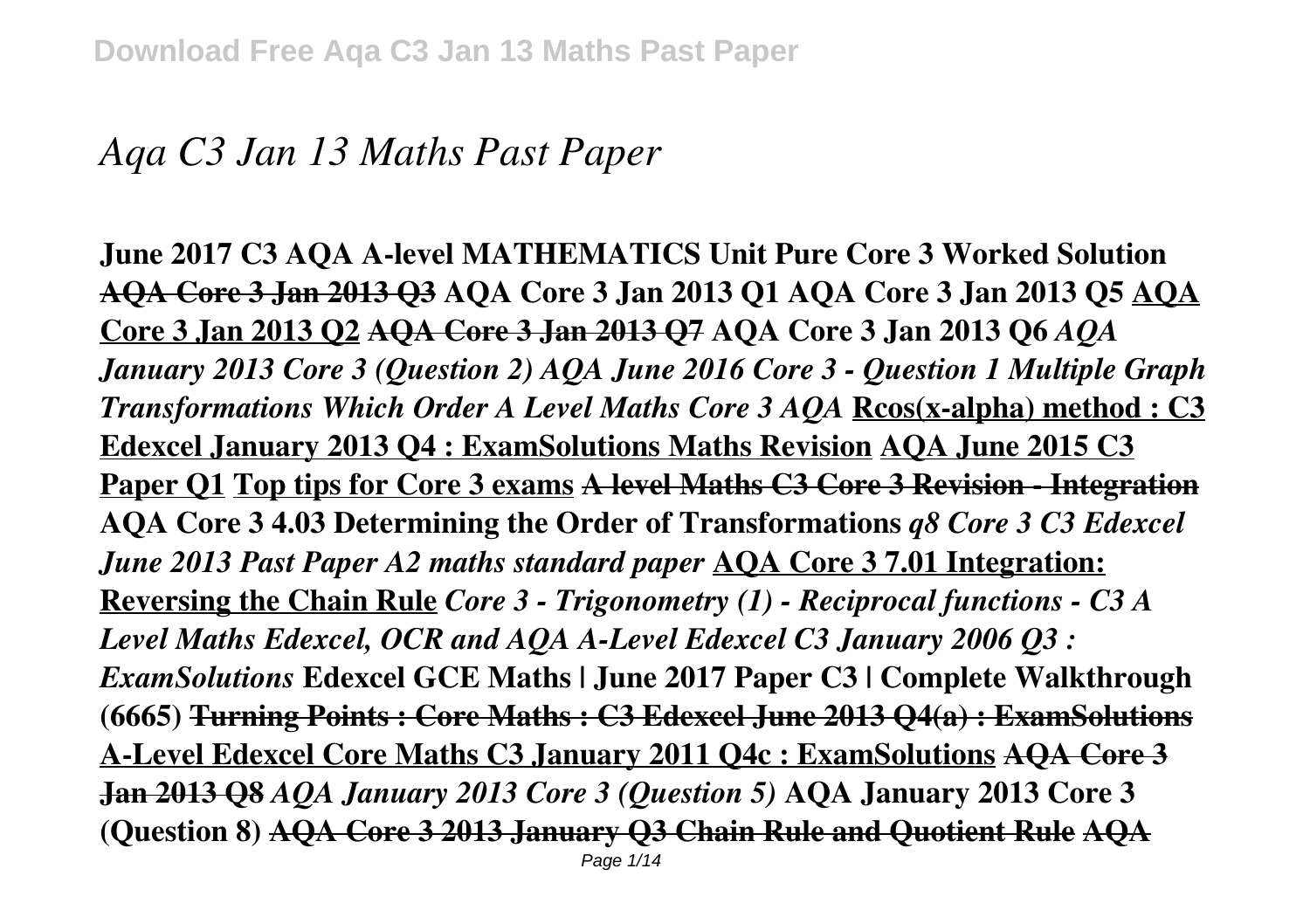# *Aqa C3 Jan 13 Maths Past Paper*

**June 2017 C3 AQA A-level MATHEMATICS Unit Pure Core 3 Worked Solution** ~~**AQA Core 3 Jan 2013 Q3**~~ **AQA Core 3 Jan 2013 Q1 AQA Core 3 Jan 2013 Q5** **AQA Core 3 Jan 2013 Q2** ~~**AQA Core 3 Jan 2013 Q7**~~ **AQA Core 3 Jan 2013 Q6** ***AQA January 2013 Core 3 (Question 2) AQA June 2016 Core 3 - Question 1 Multiple Graph Transformations Which Order A Level Maths Core 3 AQA*** **Rcos(x-alpha) method : C3 Edexcel January 2013 Q4 : ExamSolutions Maths Revision** **AQA June 2015 C3 Paper Q1** **Top tips for Core 3 exams** ~~**A level Maths C3 Core 3 Revision - Integration**~~ **AQA Core 3 4.03 Determining the Order of Transformations** ***q8 Core 3 C3 Edexcel June 2013 Past Paper A2 maths standard paper*** **AQA Core 3 7.01 Integration: Reversing the Chain Rule** ***Core 3 - Trigonometry (1) - Reciprocal functions - C3 A Level Maths Edexcel, OCR and AQA A-Level Edexcel C3 January 2006 Q3 : ExamSolutions*** **Edexcel GCE Maths | June 2017 Paper C3 | Complete Walkthrough (6665)** ~~**Turning Points : Core Maths : C3 Edexcel June 2013 Q4(a) : ExamSolutions**~~ **A-Level Edexcel Core Maths C3 January 2011 Q4c : ExamSolutions** ~~**AQA Core 3 Jan 2013 Q8**~~ ***AQA January 2013 Core 3 (Question 5)*** **AQA January 2013 Core 3 (Question 8)** ~~**AQA Core 3 2013 January Q3 Chain Rule and Quotient Rule**~~ ~~**AQA**~~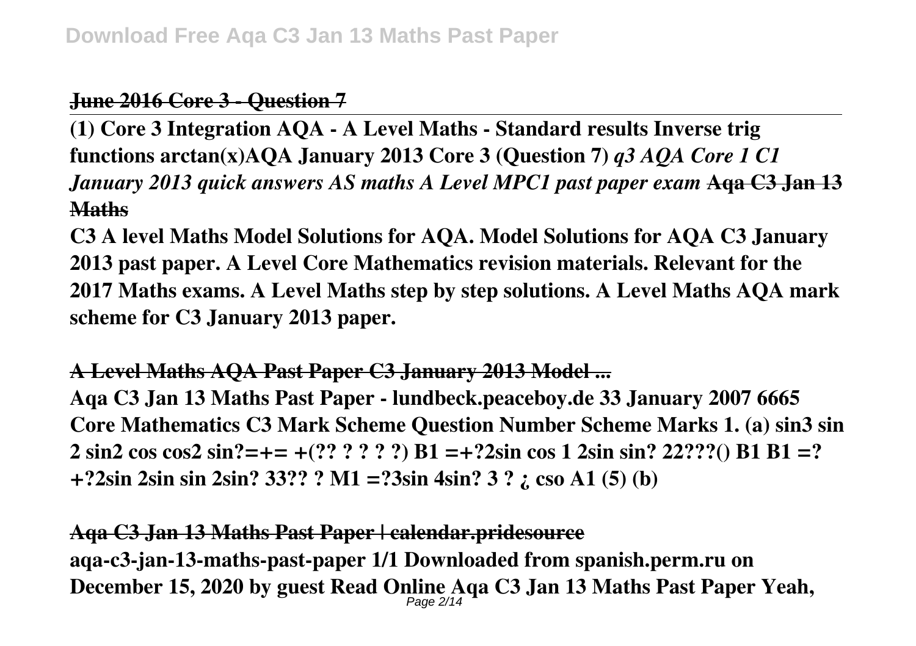**~~June 2016 Core 3 - Question 7~~**

**(1) Core 3 Integration AQA - A Level Maths - Standard results Inverse trig functions arctan(x)AQA January 2013 Core 3 (Question 7)** ***q3 AQA Core 1 C1 January 2013 quick answers AS maths A Level MPC1 past paper exam*** **~~Aqa C3 Jan 13 Maths~~**

**C3 A level Maths Model Solutions for AQA. Model Solutions for AQA C3 January 2013 past paper. A Level Core Mathematics revision materials. Relevant for the 2017 Maths exams. A Level Maths step by step solutions. A Level Maths AQA mark scheme for C3 January 2013 paper.**

**~~A Level Maths AQA Past Paper C3 January 2013 Model ...~~**

**Aqa C3 Jan 13 Maths Past Paper - lundbeck.peaceboy.de 33 January 2007 6665 Core Mathematics C3 Mark Scheme Question Number Scheme Marks 1. (a) sin3 sin 2 sin2 cos cos2 sin?=+= +(?? ? ? ? ?) B1 =+?2sin cos 1 2sin sin? 22???() B1 B1 =? +?2sin 2sin sin 2sin? 33?? ? M1 =?3sin 4sin? 3 ? ¿ cso A1 (5) (b)**

**~~Aqa C3 Jan 13 Maths Past Paper | calendar.pridesource~~**

**aqa-c3-jan-13-maths-past-paper 1/1 Downloaded from spanish.perm.ru on December 15, 2020 by guest Read Online Aqa C3 Jan 13 Maths Past Paper Yeah,**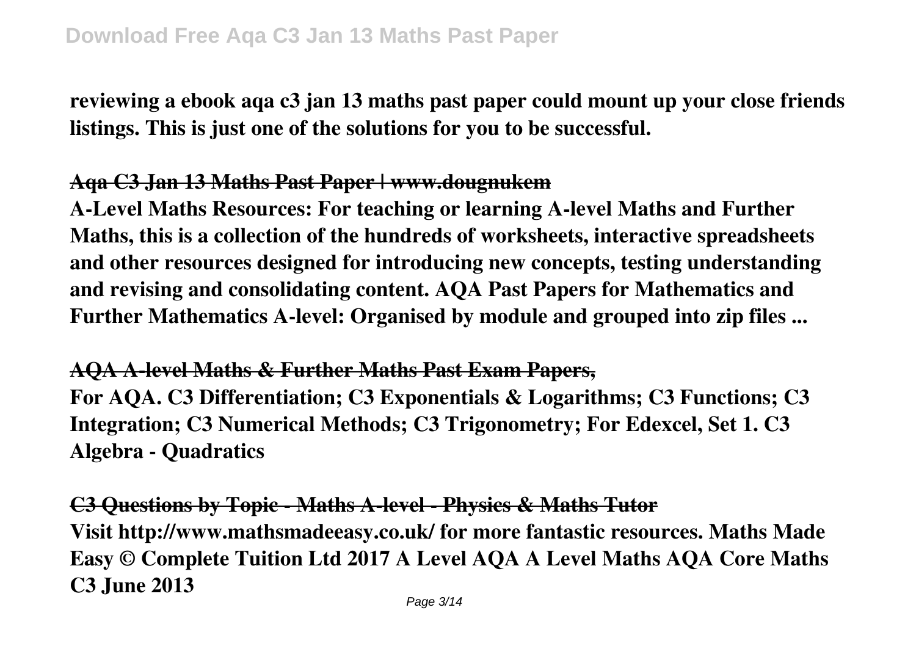**reviewing a ebook aqa c3 jan 13 maths past paper could mount up your close friends listings. This is just one of the solutions for you to be successful.**

## Aqa C3 Jan 13 Maths Past Paper | www.dougnukem

**A-Level Maths Resources: For teaching or learning A-level Maths and Further Maths, this is a collection of the hundreds of worksheets, interactive spreadsheets and other resources designed for introducing new concepts, testing understanding and revising and consolidating content. AQA Past Papers for Mathematics and Further Mathematics A-level: Organised by module and grouped into zip files ...**

## AQA A-level Maths & Further Maths Past Exam Papers,

**For AQA. C3 Differentiation; C3 Exponentials & Logarithms; C3 Functions; C3 Integration; C3 Numerical Methods; C3 Trigonometry; For Edexcel, Set 1. C3 Algebra - Quadratics**

## C3 Questions by Topic - Maths A-level - Physics & Maths Tutor

**Visit http://www.mathsmadeeasy.co.uk/ for more fantastic resources. Maths Made Easy © Complete Tuition Ltd 2017 A Level AQA A Level Maths AQA Core Maths C3 June 2013**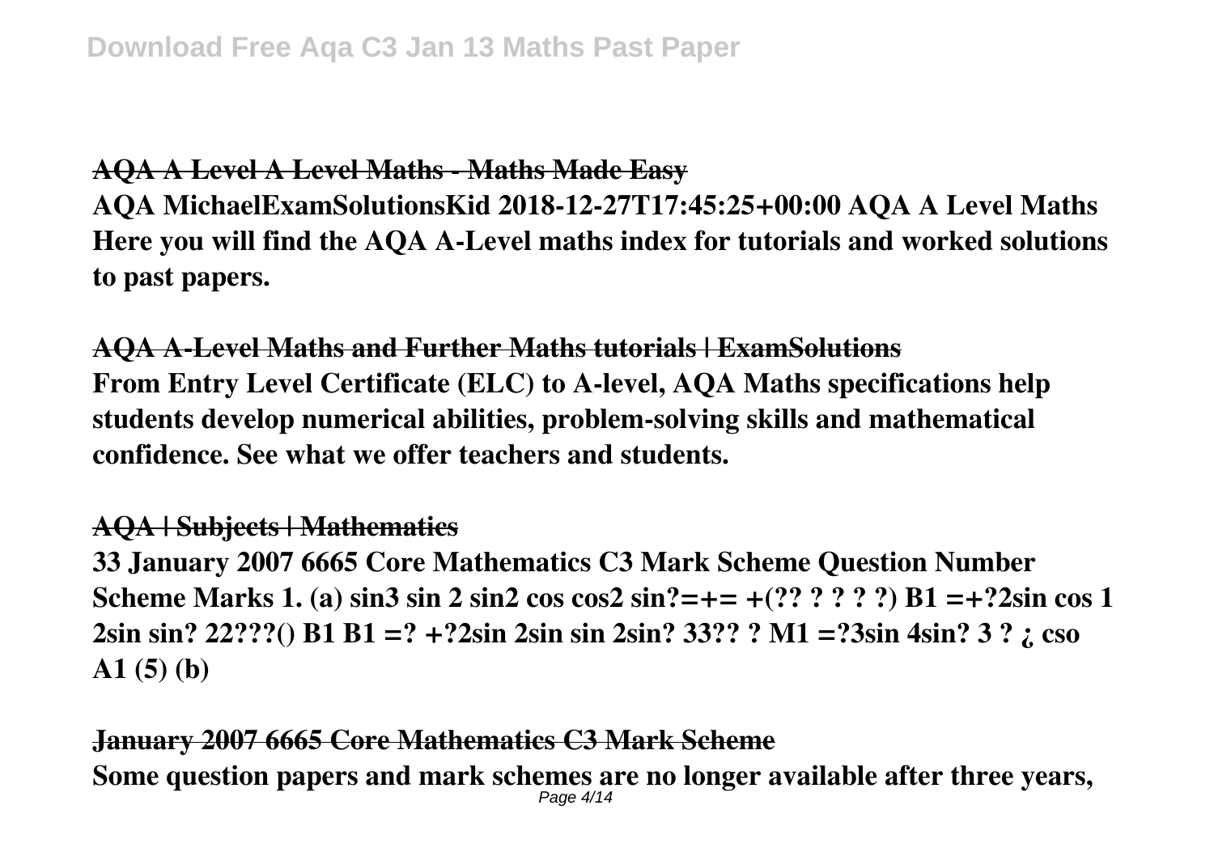**AQA A Level A Level Maths - Maths Made Easy**

AQA MichaelExamSolutionsKid 2018-12-27T17:45:25+00:00 AQA A Level Maths Here you will find the AQA A-Level maths index for tutorials and worked solutions to past papers.

**AQA A-Level Maths and Further Maths tutorials | ExamSolutions**

From Entry Level Certificate (ELC) to A-level, AQA Maths specifications help students develop numerical abilities, problem-solving skills and mathematical confidence. See what we offer teachers and students.

**AQA | Subjects | Mathematics**

33 January 2007 6665 Core Mathematics C3 Mark Scheme Question Number Scheme Marks 1. (a) sin3 sin 2 sin2 cos cos2 sin?=+= +(?? ? ? ? ?) B1 =+?2sin cos 1 2sin sin? 22???() B1 B1 =? +?2sin 2sin sin 2sin? 33?? ? M1 =?3sin 4sin? 3 ? ¿ cso A1 (5) (b)

**January 2007 6665 Core Mathematics C3 Mark Scheme**

Some question papers and mark schemes are no longer available after three years,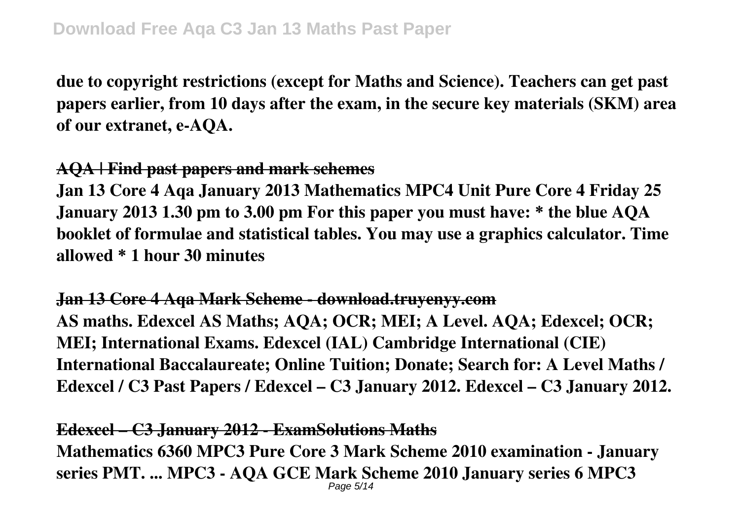**due to copyright restrictions (except for Maths and Science). Teachers can get past papers earlier, from 10 days after the exam, in the secure key materials (SKM) area of our extranet, e-AQA.**

**AQA | Find past papers and mark schemes**

**Jan 13 Core 4 Aqa January 2013 Mathematics MPC4 Unit Pure Core 4 Friday 25 January 2013 1.30 pm to 3.00 pm For this paper you must have: * the blue AQA booklet of formulae and statistical tables. You may use a graphics calculator. Time allowed * 1 hour 30 minutes**

**Jan 13 Core 4 Aqa Mark Scheme - download.truyenyy.com**

**AS maths. Edexcel AS Maths; AQA; OCR; MEI; A Level. AQA; Edexcel; OCR; MEI; International Exams. Edexcel (IAL) Cambridge International (CIE) International Baccalaureate; Online Tuition; Donate; Search for: A Level Maths / Edexcel / C3 Past Papers / Edexcel – C3 January 2012. Edexcel – C3 January 2012.**

**Edexcel – C3 January 2012 - ExamSolutions Maths**

**Mathematics 6360 MPC3 Pure Core 3 Mark Scheme 2010 examination - January series PMT. ... MPC3 - AQA GCE Mark Scheme 2010 January series 6 MPC3**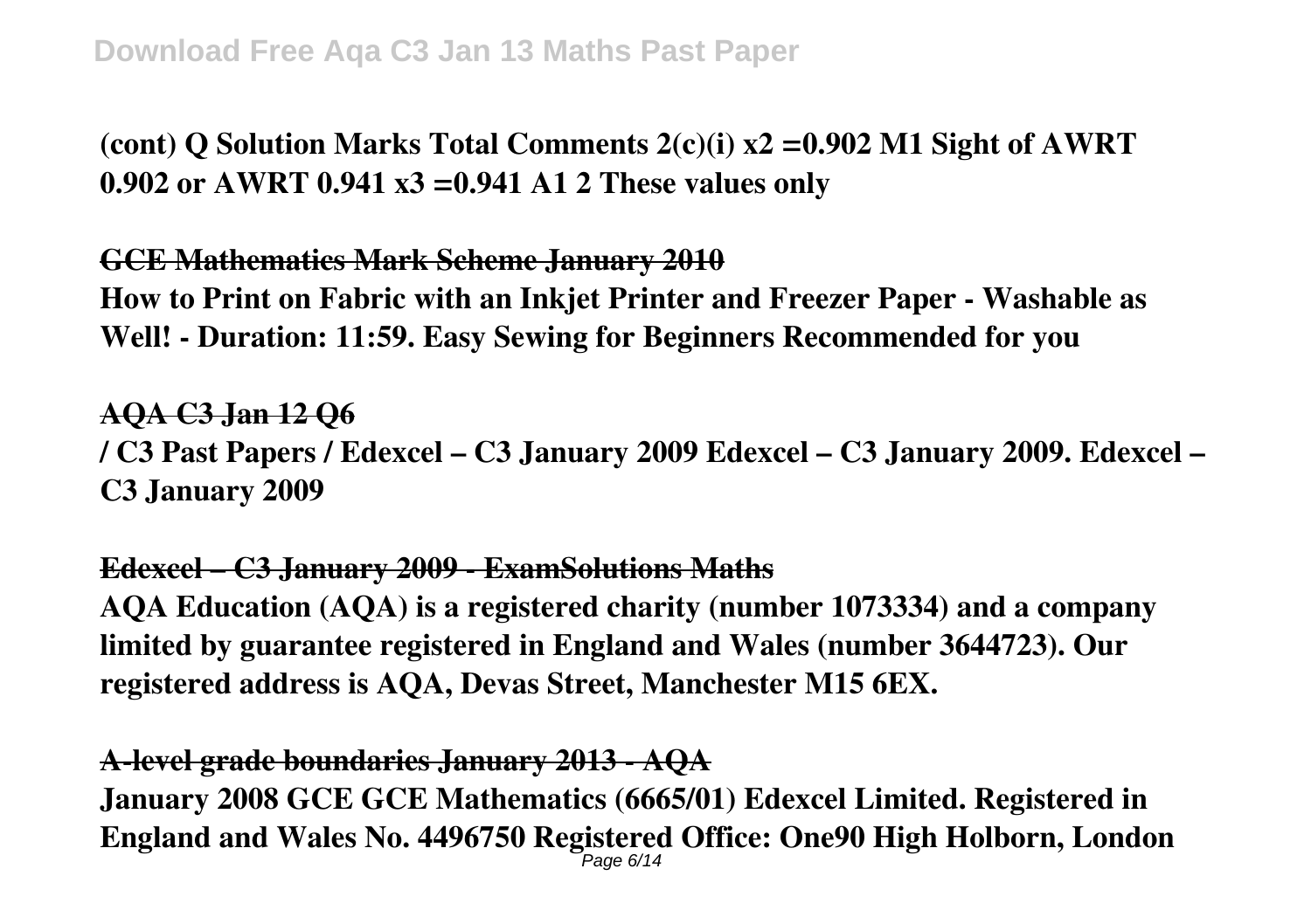**(cont) Q Solution Marks Total Comments 2(c)(i) $x2 = 0.902$ M1 Sight of AWRT 0.902 or AWRT 0.941 $x3 = 0.941$ A1 2 These values only**

**GCE Mathematics Mark Scheme January 2010**

**How to Print on Fabric with an Inkjet Printer and Freezer Paper - Washable as Well! - Duration: 11:59. Easy Sewing for Beginners Recommended for you**

**AQA C3 Jan 12 Q6**

**/ C3 Past Papers / Edexcel – C3 January 2009 Edexcel – C3 January 2009. Edexcel – C3 January 2009**

**Edexcel – C3 January 2009 - ExamSolutions Maths**

**AQA Education (AQA) is a registered charity (number 1073334) and a company limited by guarantee registered in England and Wales (number 3644723). Our registered address is AQA, Devas Street, Manchester M15 6EX.**

**A-level grade boundaries January 2013 - AQA**

**January 2008 GCE GCE Mathematics (6665/01) Edexcel Limited. Registered in England and Wales No. 4496750 Registered Office: One90 High Holborn, London**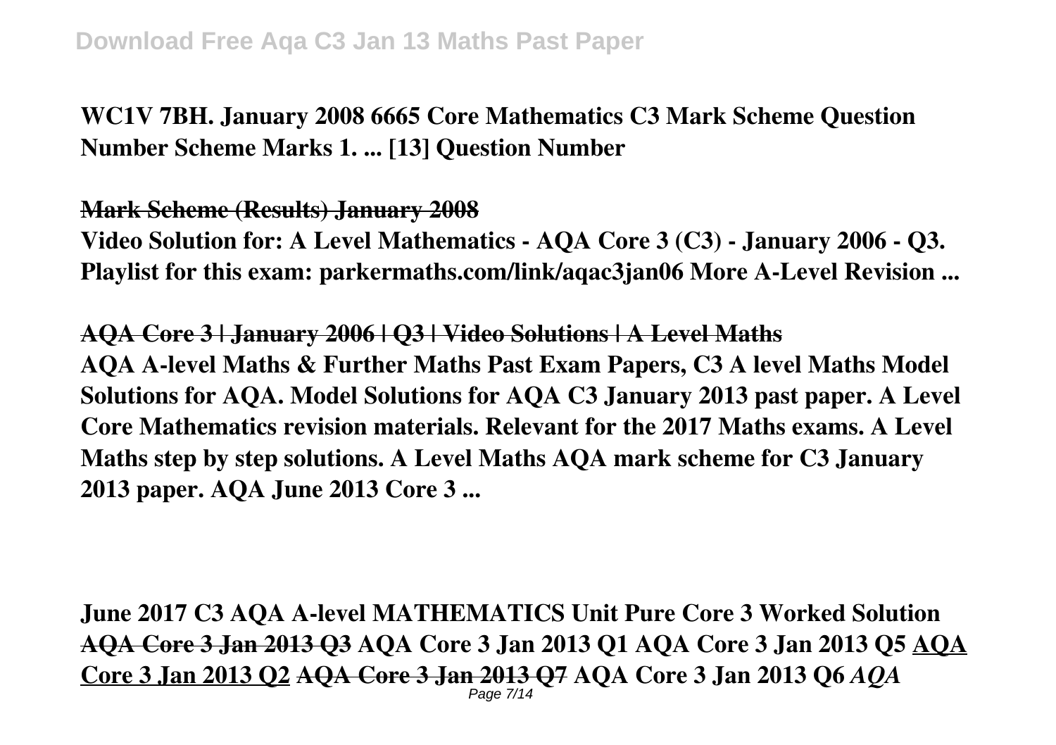**WC1V 7BH. January 2008 6665 Core Mathematics C3 Mark Scheme Question Number Scheme Marks 1. ... [13] Question Number**

**~~Mark Scheme (Results) January 2008~~**

**Video Solution for: A Level Mathematics - AQA Core 3 (C3) - January 2006 - Q3. Playlist for this exam: parkermaths.com/link/aqac3jan06 More A-Level Revision ...**

**~~AQA Core 3 | January 2006 | Q3 | Video Solutions | A Level Maths~~**

**AQA A-level Maths & Further Maths Past Exam Papers, C3 A level Maths Model Solutions for AQA. Model Solutions for AQA C3 January 2013 past paper. A Level Core Mathematics revision materials. Relevant for the 2017 Maths exams. A Level Maths step by step solutions. A Level Maths AQA mark scheme for C3 January 2013 paper. AQA June 2013 Core 3 ...**

**June 2017 C3 AQA A-level MATHEMATICS Unit Pure Core 3 Worked Solution** **~~AQA Core 3 Jan 2013 Q3~~** **AQA Core 3 Jan 2013 Q1** **AQA Core 3 Jan 2013 Q5** **AQA Core 3 Jan 2013 Q2** **~~AQA Core 3 Jan 2013 Q7~~** **AQA Core 3 Jan 2013 Q6** ***AQA***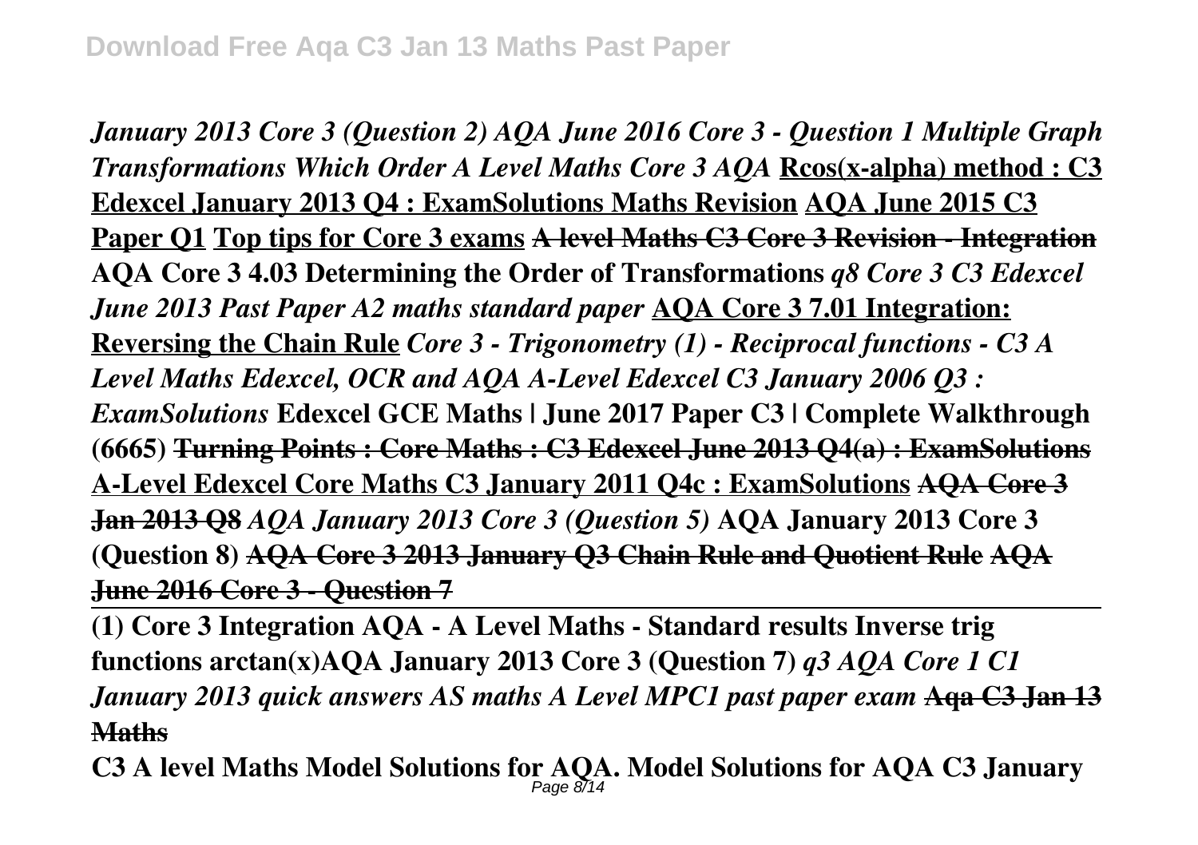*January 2013 Core 3 (Question 2) AQA June 2016 Core 3 - Question 1 Multiple Graph Transformations Which Order A Level Maths Core 3 AQA* **Rcos(x-alpha) method : C3 Edexcel January 2013 Q4 : ExamSolutions Maths Revision** **AQA June 2015 C3 Paper Q1** **Top tips for Core 3 exams** **~~A level Maths C3 Core 3 Revision - Integration~~** **AQA Core 3 4.03 Determining the Order of Transformations** ***q8 Core 3 C3 Edexcel June 2013 Past Paper A2 maths standard paper*** **AQA Core 3 7.01 Integration: Reversing the Chain Rule** ***Core 3 - Trigonometry (1) - Reciprocal functions - C3 A Level Maths Edexcel, OCR and AQA A-Level Edexcel C3 January 2006 Q3 : ExamSolutions*** **Edexcel GCE Maths | June 2017 Paper C3 | Complete Walkthrough (6665)** **~~Turning Points : Core Maths : C3 Edexcel June 2013 Q4(a) : ExamSolutions~~** **A-Level Edexcel Core Maths C3 January 2011 Q4c : ExamSolutions** **~~AQA Core 3 Jan 2013 Q8~~** ***AQA January 2013 Core 3 (Question 5)*** **AQA January 2013 Core 3 (Question 8)** **~~AQA Core 3 2013 January Q3 Chain Rule and Quotient Rule~~** **~~AQA June 2016 Core 3 - Question 7~~**

**(1) Core 3 Integration AQA - A Level Maths - Standard results Inverse trig functions arctan(x)AQA January 2013 Core 3 (Question 7)** ***q3 AQA Core 1 C1 January 2013 quick answers AS maths A Level MPC1 past paper exam*** **~~Aqa C3 Jan 13 Maths~~**

**C3 A level Maths Model Solutions for AQA. Model Solutions for AQA C3 January**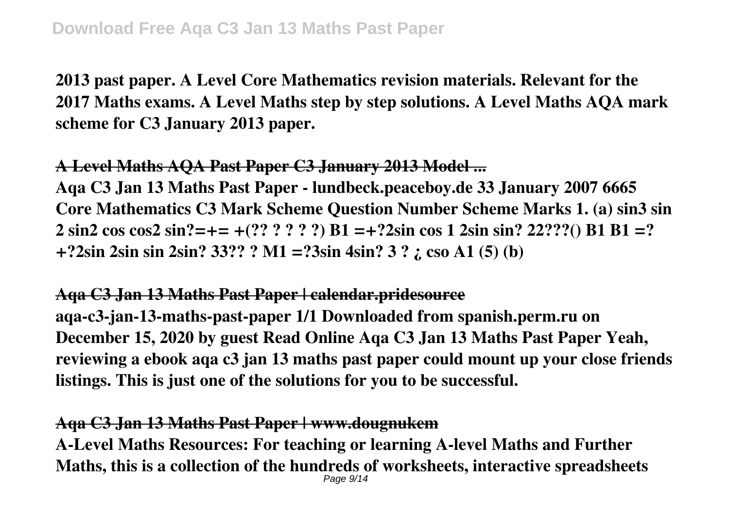2013 past paper. A Level Core Mathematics revision materials. Relevant for the 2017 Maths exams. A Level Maths step by step solutions. A Level Maths AQA mark scheme for C3 January 2013 paper.

**A Level Maths AQA Past Paper C3 January 2013 Model ...**

Aqa C3 Jan 13 Maths Past Paper - lundbeck.peaceboy.de 33 January 2007 6665 Core Mathematics C3 Mark Scheme Question Number Scheme Marks 1. (a) sin3 sin 2 sin2 cos cos2 sin?=+= +(?? ? ? ? ?) B1 =+?2sin cos 1 2sin sin? 22???() B1 B1 =? +?2sin 2sin sin 2sin? 33?? ? M1 =?3sin 4sin? 3 ? ¿ cso A1 (5) (b)

**Aqa C3 Jan 13 Maths Past Paper | calendar.pridesource**

aqa-c3-jan-13-maths-past-paper 1/1 Downloaded from spanish.perm.ru on December 15, 2020 by guest Read Online Aqa C3 Jan 13 Maths Past Paper Yeah, reviewing a ebook aqa c3 jan 13 maths past paper could mount up your close friends listings. This is just one of the solutions for you to be successful.

**Aqa C3 Jan 13 Maths Past Paper | www.dougnukem**

A-Level Maths Resources: For teaching or learning A-level Maths and Further Maths, this is a collection of the hundreds of worksheets, interactive spreadsheets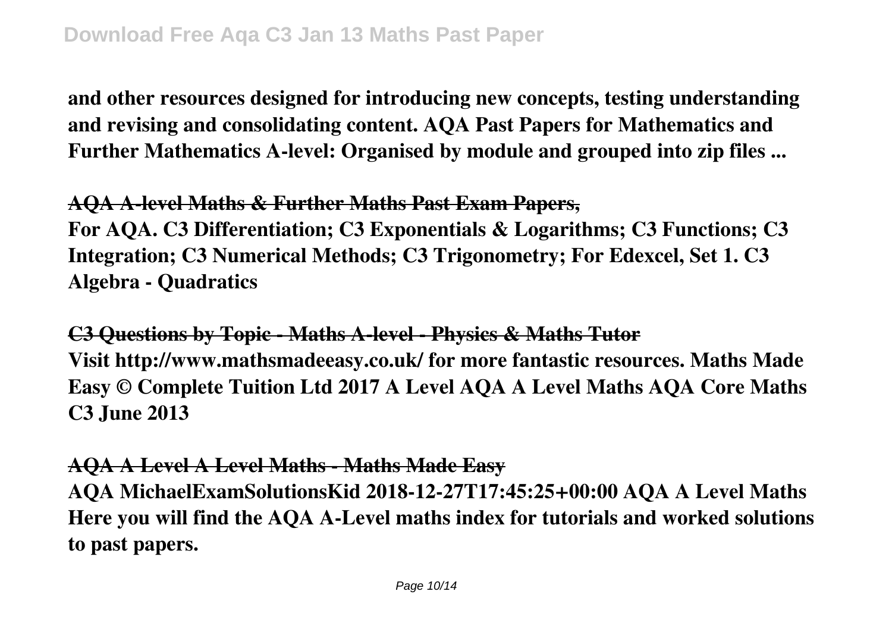**and other resources designed for introducing new concepts, testing understanding and revising and consolidating content. AQA Past Papers for Mathematics and Further Mathematics A-level: Organised by module and grouped into zip files ...**

**~~AQA A-level Maths & Further Maths Past Exam Papers,~~**

**For AQA. C3 Differentiation; C3 Exponentials & Logarithms; C3 Functions; C3 Integration; C3 Numerical Methods; C3 Trigonometry; For Edexcel, Set 1. C3 Algebra - Quadratics**

**~~C3 Questions by Topic - Maths A-level - Physics & Maths Tutor~~**

**Visit http://www.mathsmadeeasy.co.uk/ for more fantastic resources. Maths Made Easy © Complete Tuition Ltd 2017 A Level AQA A Level Maths AQA Core Maths C3 June 2013**

**~~AQA A Level A Level Maths - Maths Made Easy~~**

**AQA MichaelExamSolutionsKid 2018-12-27T17:45:25+00:00 AQA A Level Maths Here you will find the AQA A-Level maths index for tutorials and worked solutions to past papers.**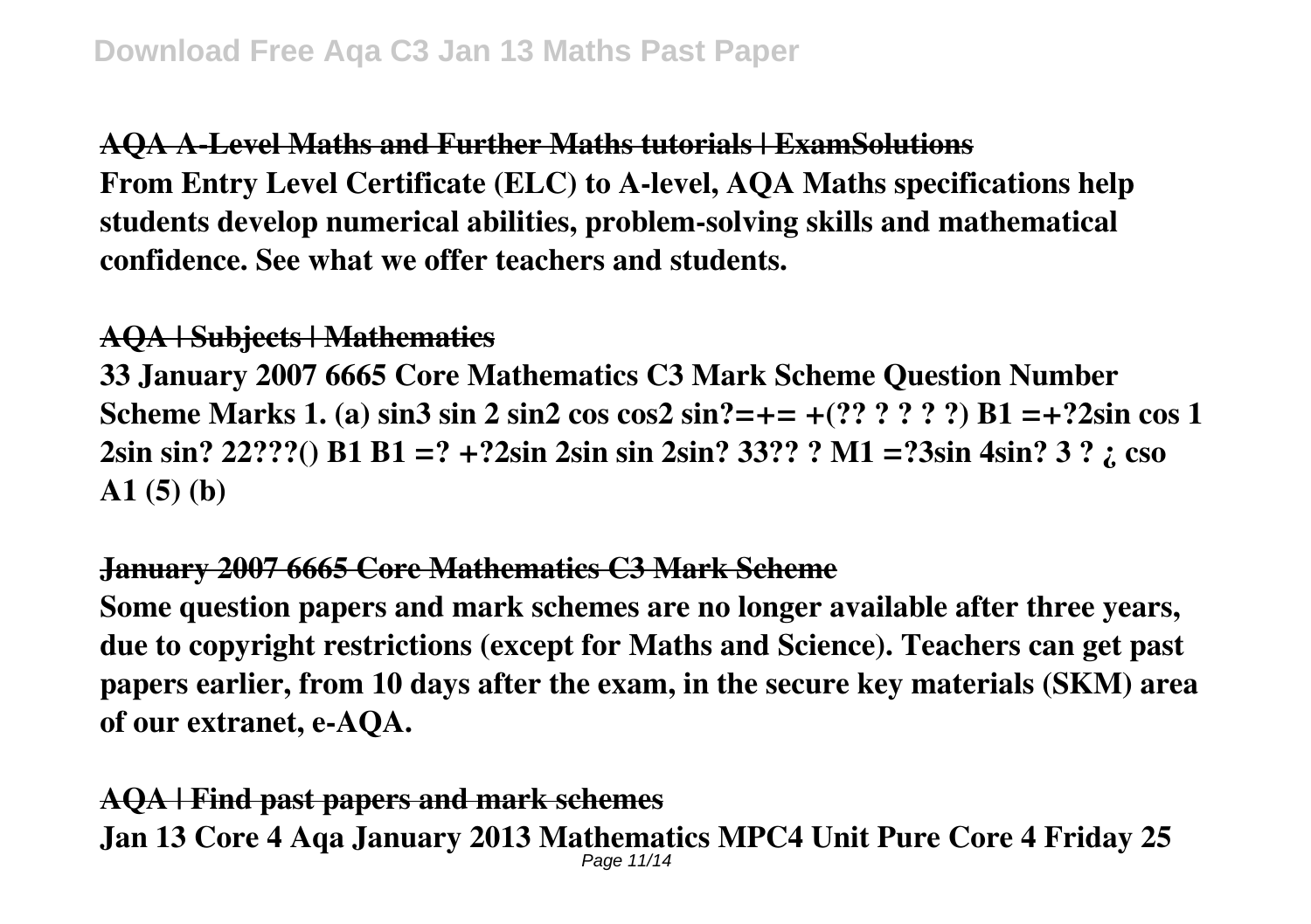### AQA A-Level Maths and Further Maths tutorials | ExamSolutions

**From Entry Level Certificate (ELC) to A-level, AQA Maths specifications help students develop numerical abilities, problem-solving skills and mathematical confidence. See what we offer teachers and students.**

### AQA | Subjects | Mathematics

**33 January 2007 6665 Core Mathematics C3 Mark Scheme Question Number Scheme Marks 1. (a) sin3 sin 2 sin2 cos cos2 sin?=+= +(?? ? ? ? ?) B1 =+?2sin cos 1 2sin sin? 22???() B1 B1 =? +?2sin 2sin sin 2sin? 33?? ? M1 =?3sin 4sin? 3 ? ¿ cso A1 (5) (b)**

### January 2007 6665 Core Mathematics C3 Mark Scheme

**Some question papers and mark schemes are no longer available after three years, due to copyright restrictions (except for Maths and Science). Teachers can get past papers earlier, from 10 days after the exam, in the secure key materials (SKM) area of our extranet, e-AQA.**

### AQA | Find past papers and mark schemes

**Jan 13 Core 4 Aqa January 2013 Mathematics MPC4 Unit Pure Core 4 Friday 25**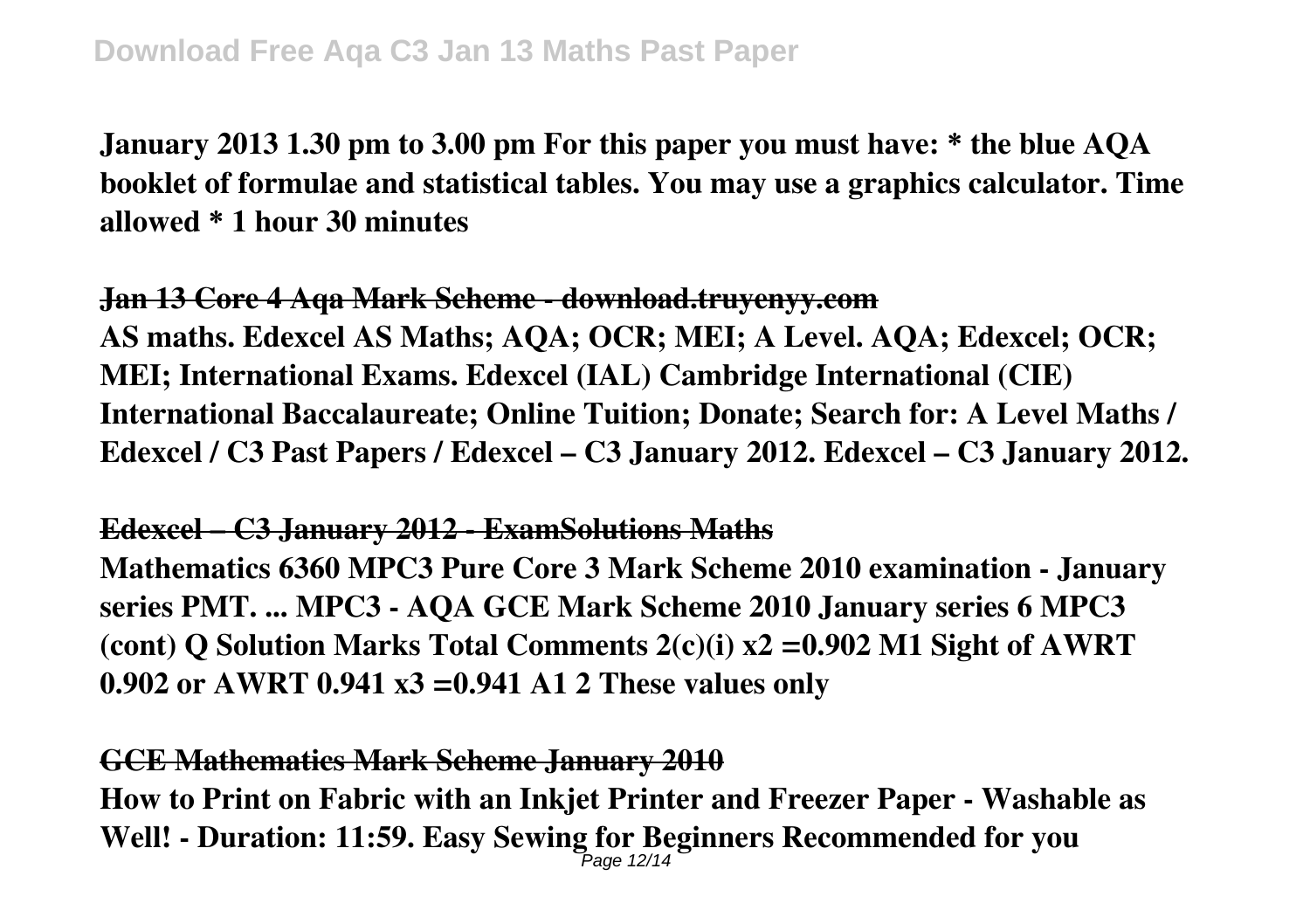**January 2013 1.30 pm to 3.00 pm For this paper you must have: * the blue AQA booklet of formulae and statistical tables. You may use a graphics calculator. Time allowed * 1 hour 30 minutes**

## ~~Jan 13 Core 4 Aqa Mark Scheme - download.truyenyy.com~~

**AS maths. Edexcel AS Maths; AQA; OCR; MEI; A Level. AQA; Edexcel; OCR; MEI; International Exams. Edexcel (IAL) Cambridge International (CIE) International Baccalaureate; Online Tuition; Donate; Search for: A Level Maths / Edexcel / C3 Past Papers / Edexcel – C3 January 2012. Edexcel – C3 January 2012.**

## ~~Edexcel – C3 January 2012 - ExamSolutions Maths~~

**Mathematics 6360 MPC3 Pure Core 3 Mark Scheme 2010 examination - January series PMT. ... MPC3 - AQA GCE Mark Scheme 2010 January series 6 MPC3 (cont) Q Solution Marks Total Comments 2(c)(i) $x_2 = 0.902$ M1 Sight of AWRT 0.902 or AWRT 0.941 $x_3 = 0.941$ A1 2 These values only**

## ~~GCE Mathematics Mark Scheme January 2010~~

**How to Print on Fabric with an Inkjet Printer and Freezer Paper - Washable as Well! - Duration: 11:59. Easy Sewing for Beginners Recommended for you**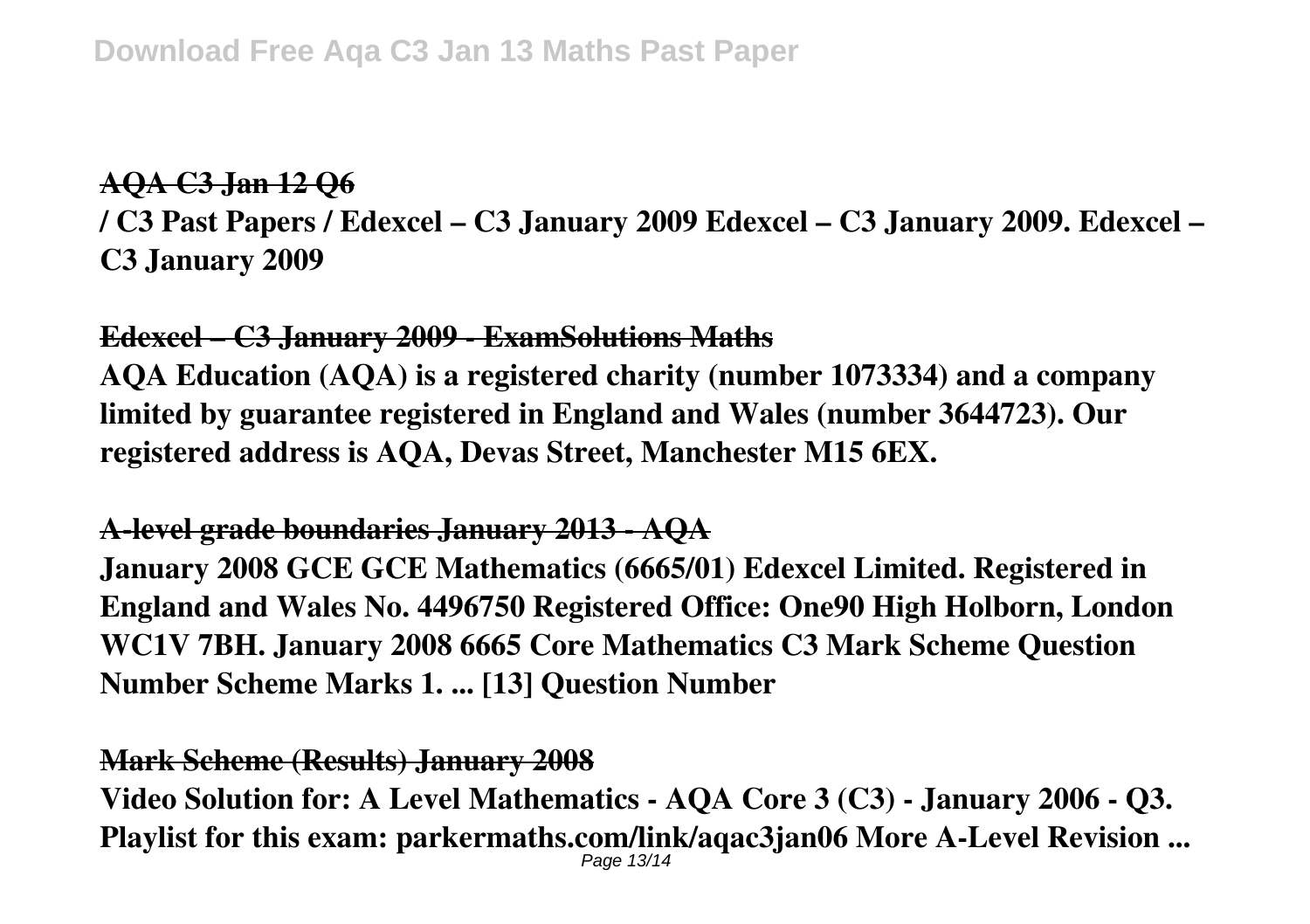**AQA C3 Jan 12 Q6**

**/ C3 Past Papers / Edexcel – C3 January 2009 Edexcel – C3 January 2009. Edexcel – C3 January 2009**

**Edexcel – C3 January 2009 - ExamSolutions Maths**

**AQA Education (AQA) is a registered charity (number 1073334) and a company limited by guarantee registered in England and Wales (number 3644723). Our registered address is AQA, Devas Street, Manchester M15 6EX.**

**A-level grade boundaries January 2013 - AQA**

**January 2008 GCE GCE Mathematics (6665/01) Edexcel Limited. Registered in England and Wales No. 4496750 Registered Office: One90 High Holborn, London WC1V 7BH. January 2008 6665 Core Mathematics C3 Mark Scheme Question Number Scheme Marks 1. ... [13] Question Number**

**Mark Scheme (Results) January 2008**

**Video Solution for: A Level Mathematics - AQA Core 3 (C3) - January 2006 - Q3. Playlist for this exam: parkermaths.com/link/aqac3jan06 More A-Level Revision ...**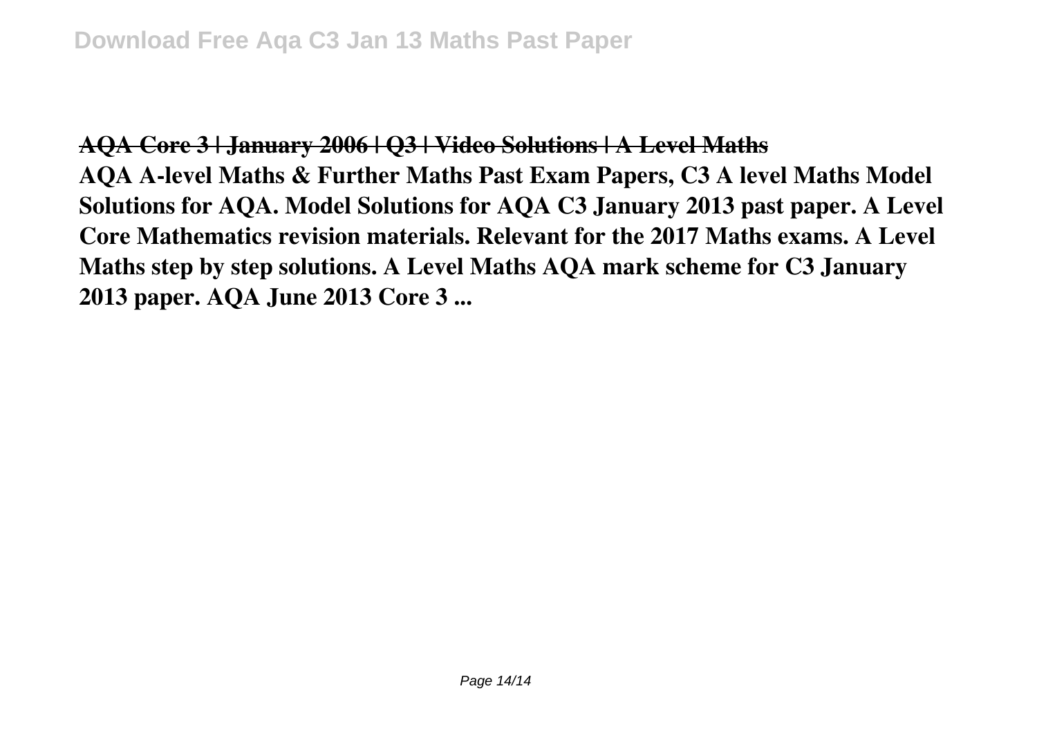~~**AQA Core 3 | January 2006 | Q3 | Video Solutions | A Level Maths**~~

**AQA A-level Maths & Further Maths Past Exam Papers, C3 A level Maths Model Solutions for AQA. Model Solutions for AQA C3 January 2013 past paper. A Level Core Mathematics revision materials. Relevant for the 2017 Maths exams. A Level Maths step by step solutions. A Level Maths AQA mark scheme for C3 January 2013 paper. AQA June 2013 Core 3 ...**